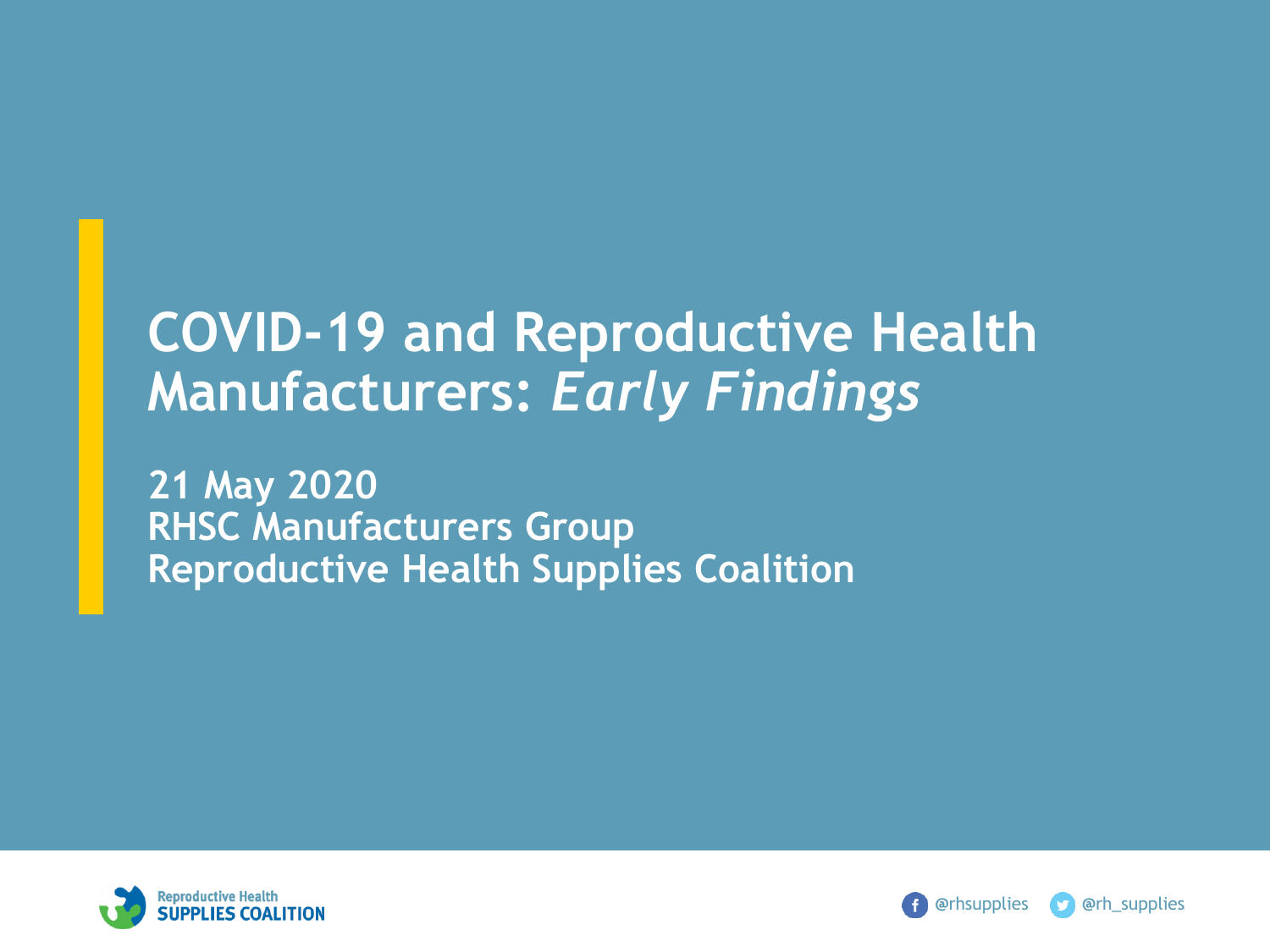# COVID-19 and Reproductive Health Manufacturers: *Early Findings*

21 May 2020
RHSC Manufacturers Group
Reproductive Health Supplies Coalition

Reproductive Health SUPPLIES COALITION

@rhsupplies @rh_supplies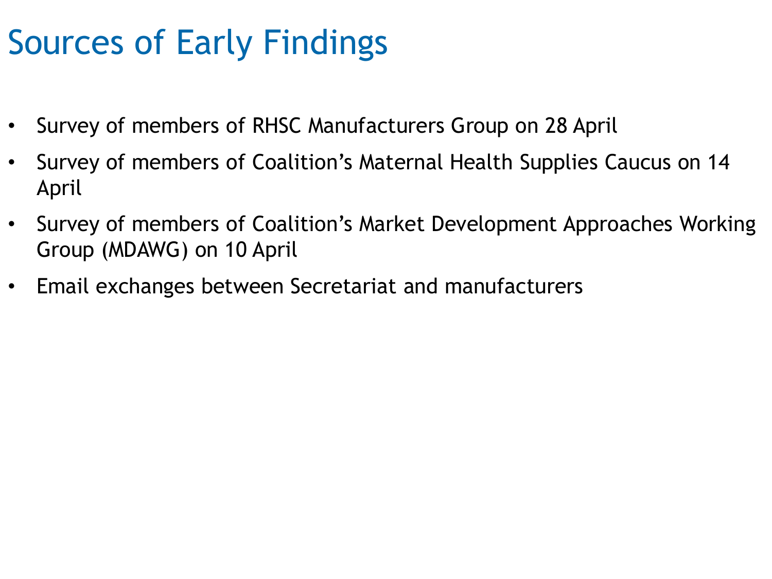# Sources of Early Findings

- Survey of members of RHSC Manufacturers Group on 28 April
- Survey of members of Coalition's Maternal Health Supplies Caucus on 14 April
- Survey of members of Coalition's Market Development Approaches Working Group (MDAWG) on 10 April
- Email exchanges between Secretariat and manufacturers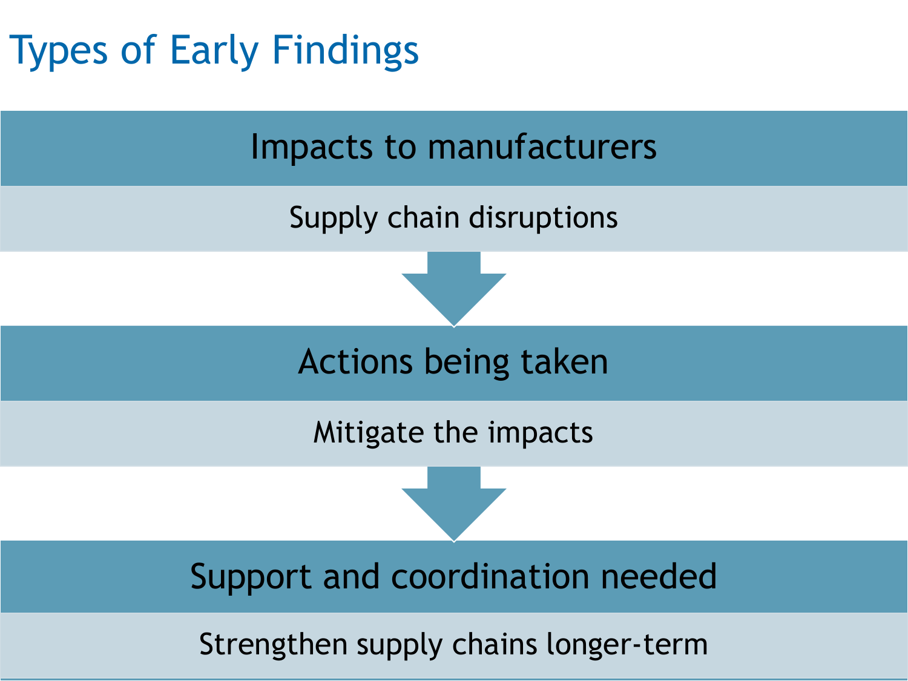# Types of Early Findings

## Impacts to manufacturers

Supply chain disruptions

## Actions being taken

Mitigate the impacts

## Support and coordination needed

Strengthen supply chains longer-term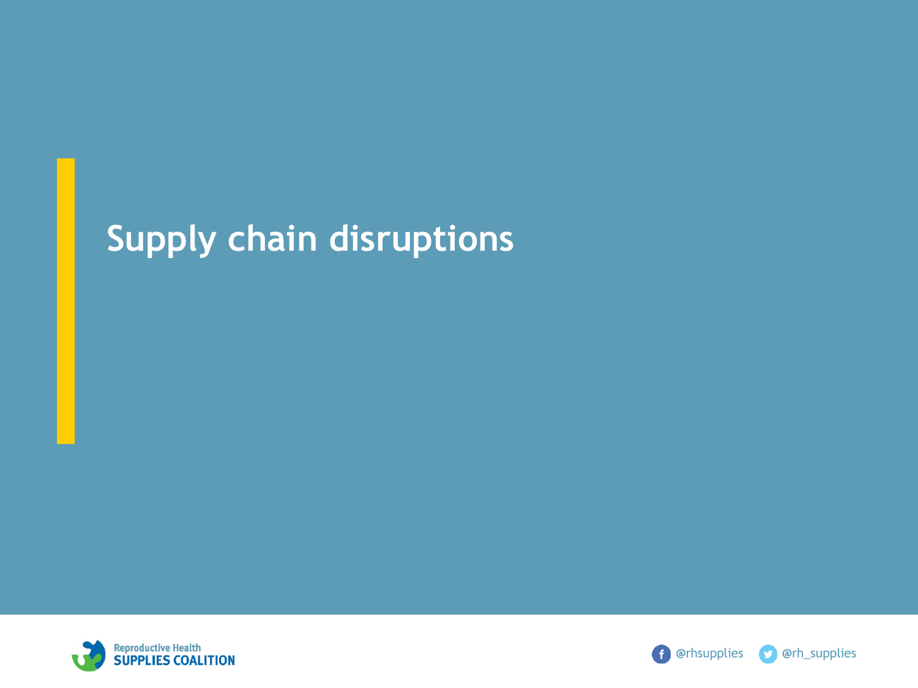# Supply chain disruptions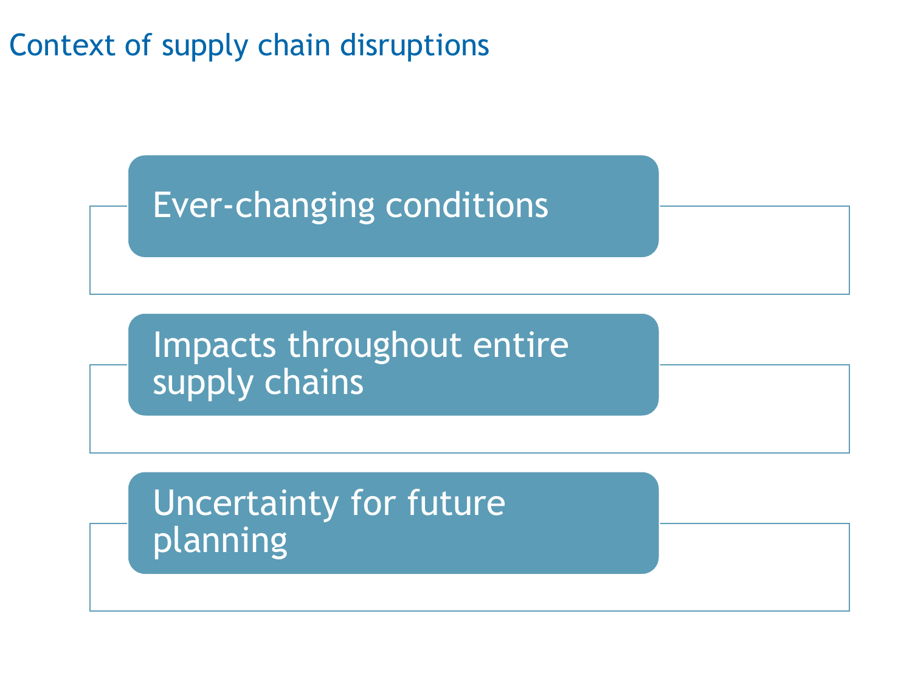# Context of supply chain disruptions

- Ever-changing conditions
- Impacts throughout entire supply chains
- Uncertainty for future planning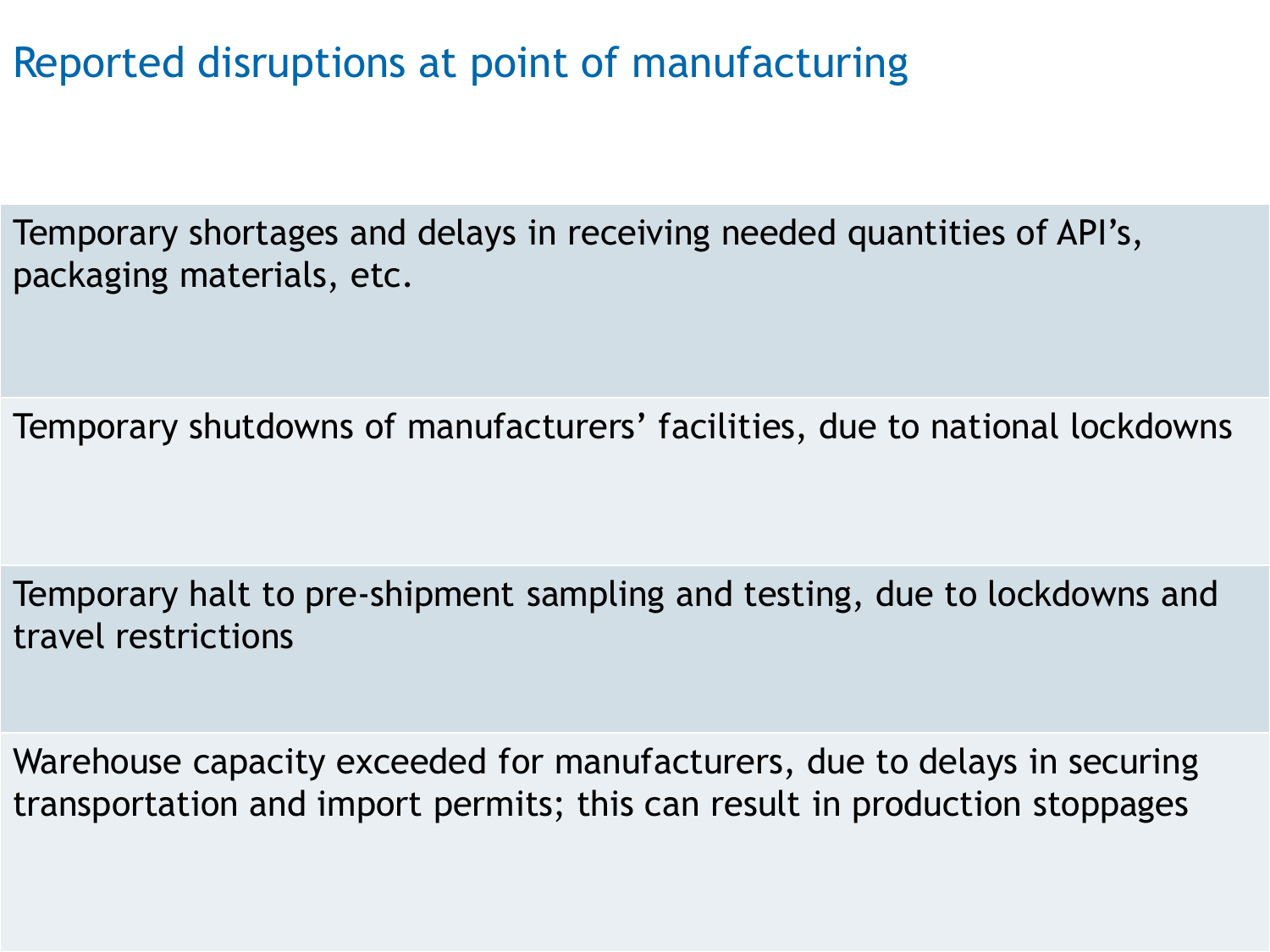# Reported disruptions at point of manufacturing

- Temporary shortages and delays in receiving needed quantities of API's, packaging materials, etc.
- Temporary shutdowns of manufacturers' facilities, due to national lockdowns
- Temporary halt to pre-shipment sampling and testing, due to lockdowns and travel restrictions
- Warehouse capacity exceeded for manufacturers, due to delays in securing transportation and import permits; this can result in production stoppages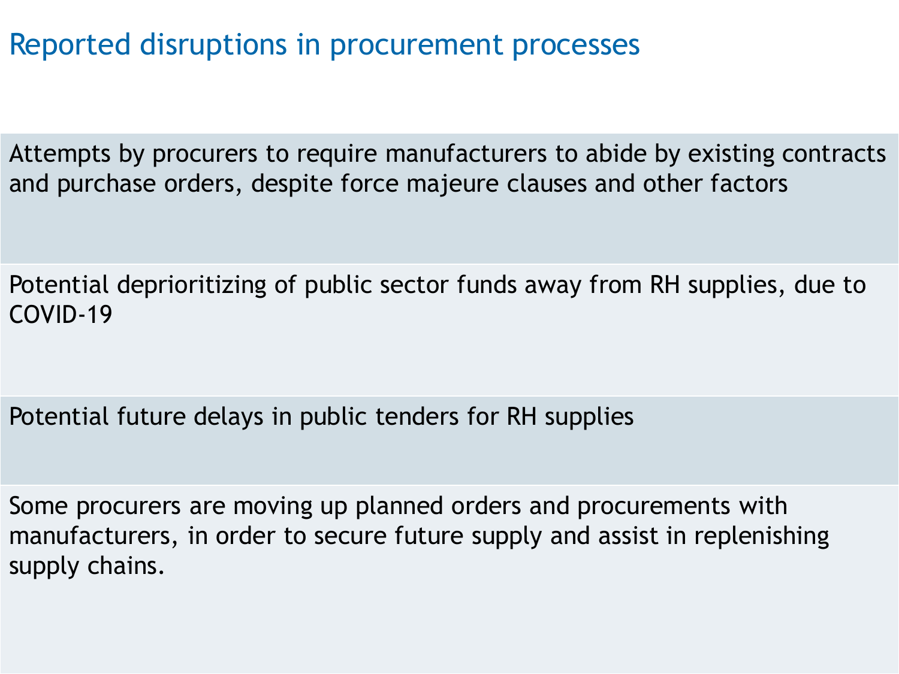# Reported disruptions in procurement processes

| |
|---|
| Attempts by procurers to require manufacturers to abide by existing contracts and purchase orders, despite force majeure clauses and other factors |
| Potential deprioritizing of public sector funds away from RH supplies, due to COVID-19 |
| Potential future delays in public tenders for RH supplies |
| Some procurers are moving up planned orders and procurements with manufacturers, in order to secure future supply and assist in replenishing supply chains. |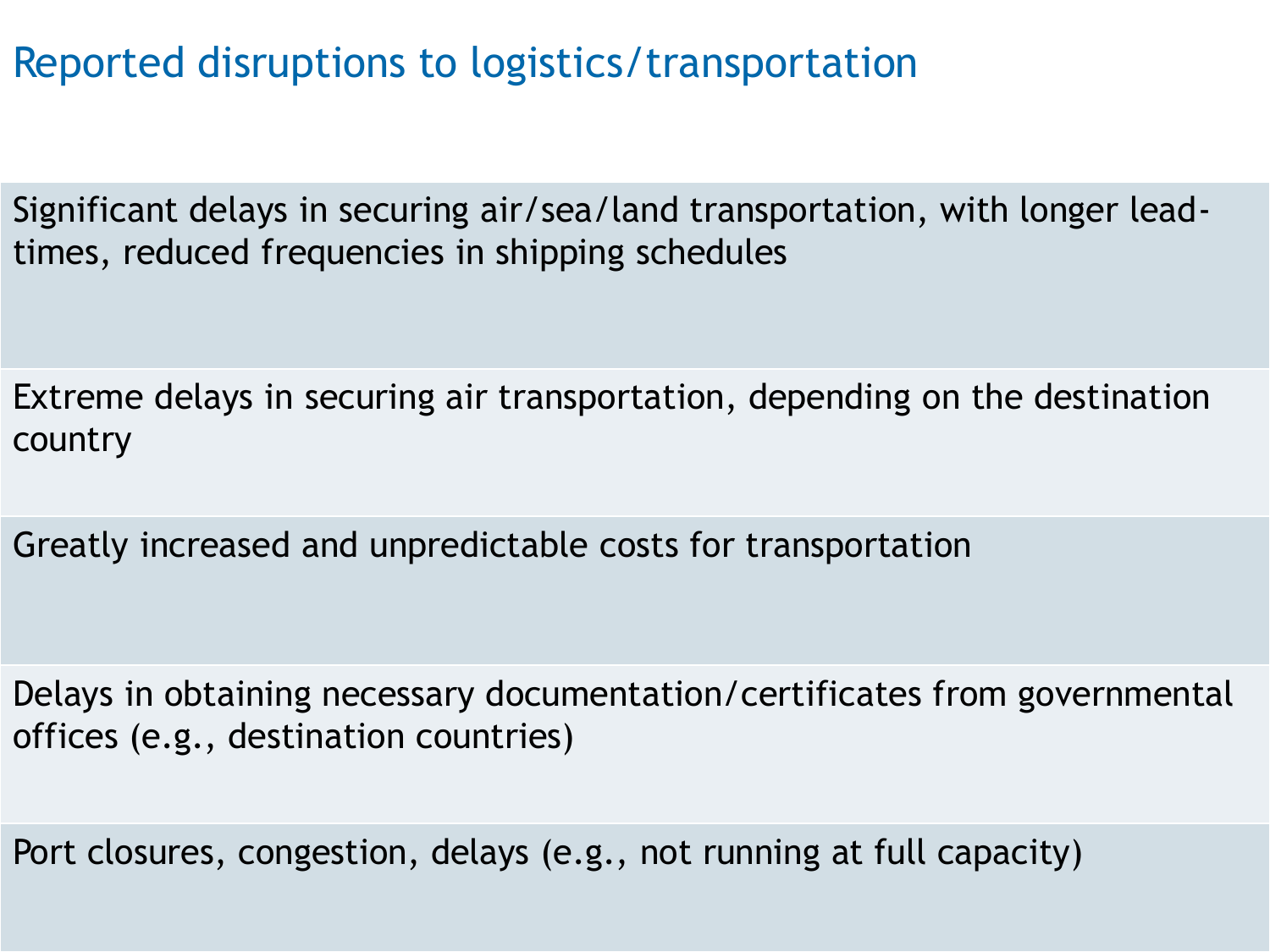# Reported disruptions to logistics/transportation

| Reported disruptions to logistics/transportation |
| --- |
| Significant delays in securing air/sea/land transportation, with longer lead-times, reduced frequencies in shipping schedules |
| Extreme delays in securing air transportation, depending on the destination country |
| Greatly increased and unpredictable costs for transportation |
| Delays in obtaining necessary documentation/certificates from governmental offices (e.g., destination countries) |
| Port closures, congestion, delays (e.g., not running at full capacity) |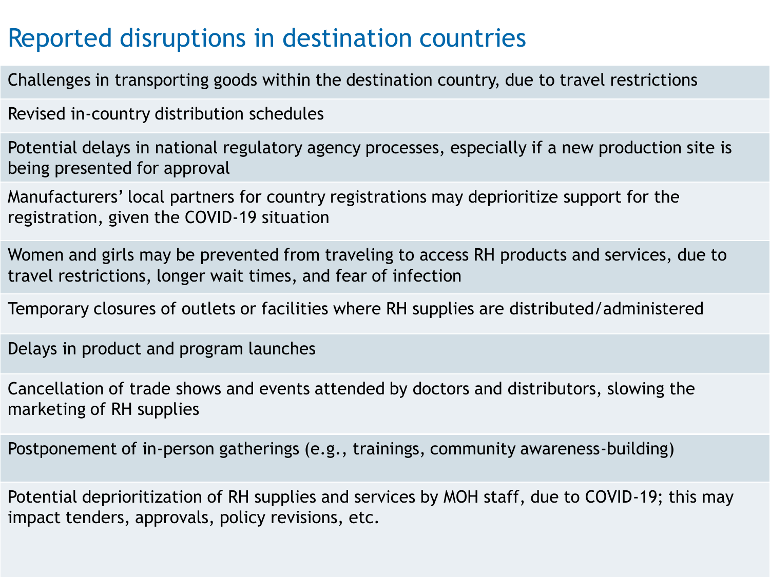# Reported disruptions in destination countries

| Reported disruptions in destination countries |
| --- |
| Challenges in transporting goods within the destination country, due to travel restrictions |
| Revised in-country distribution schedules |
| Potential delays in national regulatory agency processes, especially if a new production site is being presented for approval |
| Manufacturers' local partners for country registrations may deprioritize support for the registration, given the COVID-19 situation |
| Women and girls may be prevented from traveling to access RH products and services, due to travel restrictions, longer wait times, and fear of infection |
| Temporary closures of outlets or facilities where RH supplies are distributed/administered |
| Delays in product and program launches |
| Cancellation of trade shows and events attended by doctors and distributors, slowing the marketing of RH supplies |
| Postponement of in-person gatherings (e.g., trainings, community awareness-building) |
| Potential deprioritization of RH supplies and services by MOH staff, due to COVID-19; this may impact tenders, approvals, policy revisions, etc. |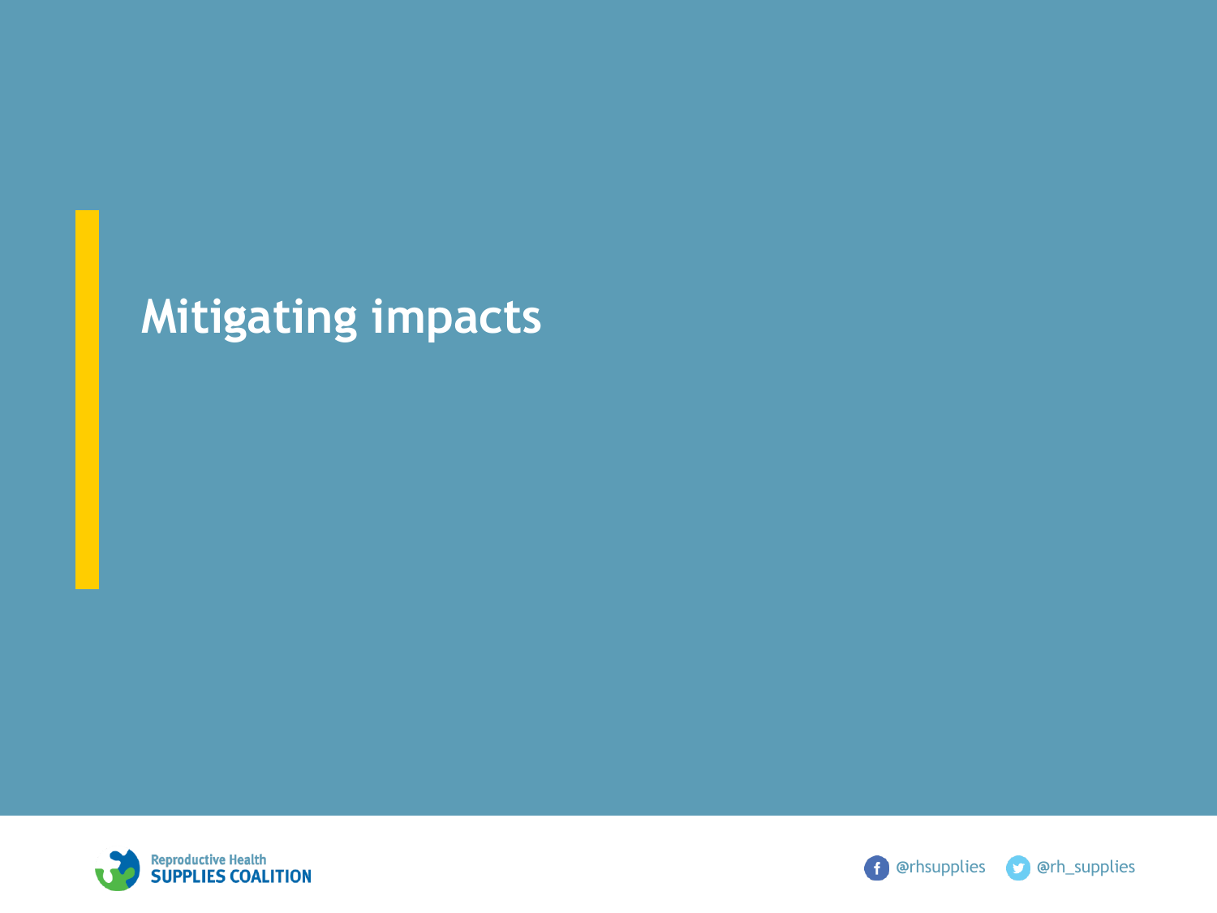# Mitigating impacts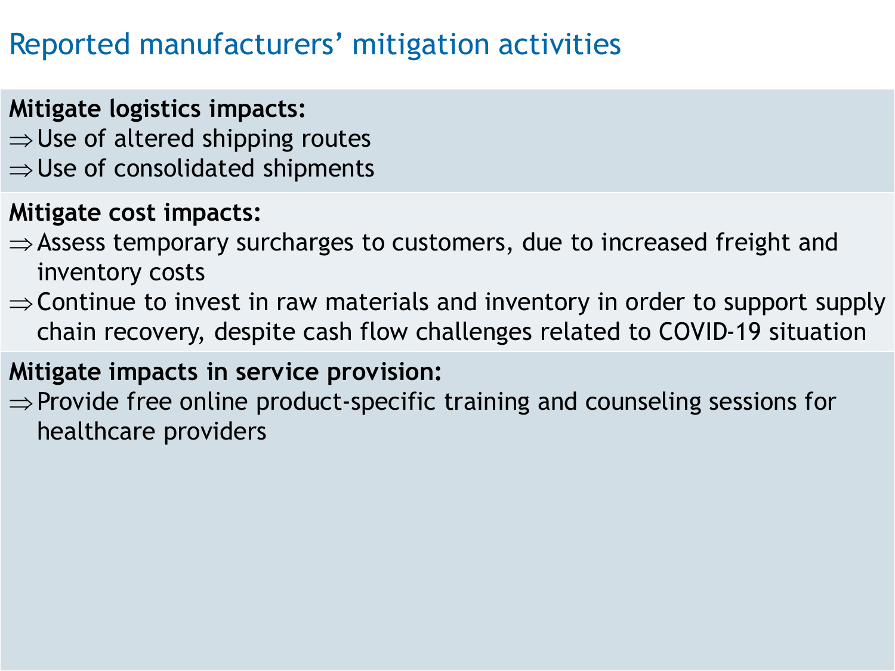# Reported manufacturers' mitigation activities

**Mitigate logistics impacts:**

⇒ Use of altered shipping routes
⇒ Use of consolidated shipments

**Mitigate cost impacts:**

⇒ Assess temporary surcharges to customers, due to increased freight and inventory costs
⇒ Continue to invest in raw materials and inventory in order to support supply chain recovery, despite cash flow challenges related to COVID-19 situation

**Mitigate impacts in service provision:**

⇒ Provide free online product-specific training and counseling sessions for healthcare providers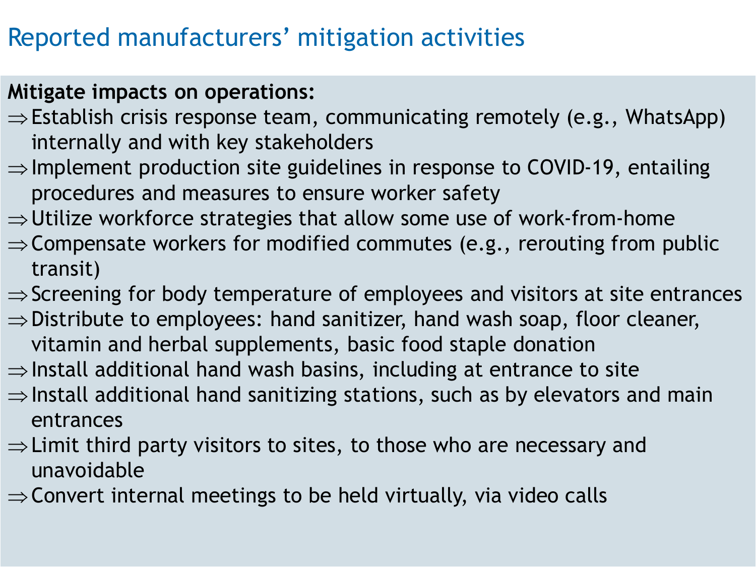# Reported manufacturers' mitigation activities

**Mitigate impacts on operations:**

⇒ Establish crisis response team, communicating remotely (e.g., WhatsApp) internally and with key stakeholders

⇒ Implement production site guidelines in response to COVID-19, entailing procedures and measures to ensure worker safety

⇒ Utilize workforce strategies that allow some use of work-from-home

⇒ Compensate workers for modified commutes (e.g., rerouting from public transit)

⇒ Screening for body temperature of employees and visitors at site entrances

⇒ Distribute to employees: hand sanitizer, hand wash soap, floor cleaner, vitamin and herbal supplements, basic food staple donation

⇒ Install additional hand wash basins, including at entrance to site

⇒ Install additional hand sanitizing stations, such as by elevators and main entrances

⇒ Limit third party visitors to sites, to those who are necessary and unavoidable

⇒ Convert internal meetings to be held virtually, via video calls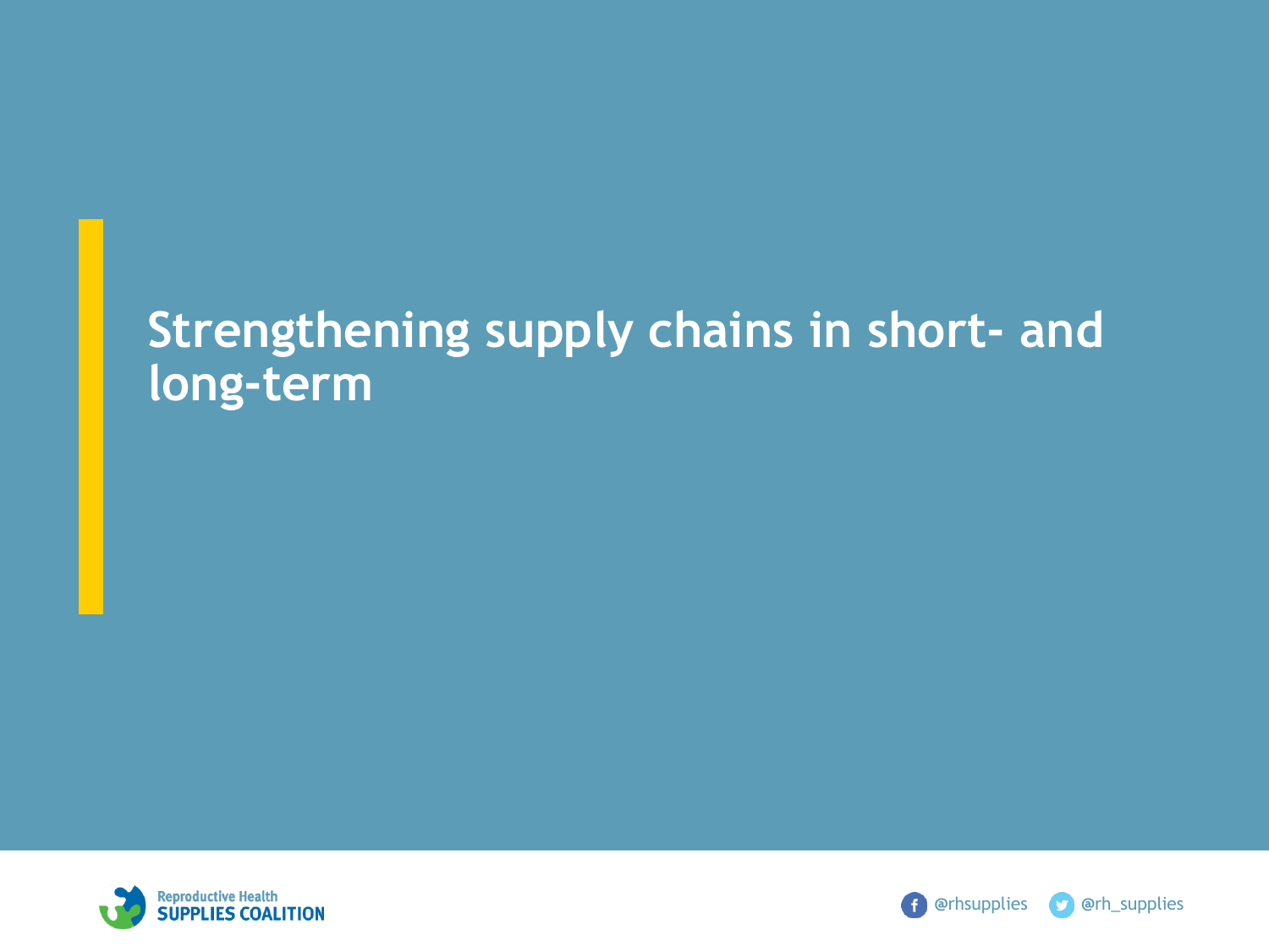# Strengthening supply chains in short- and long-term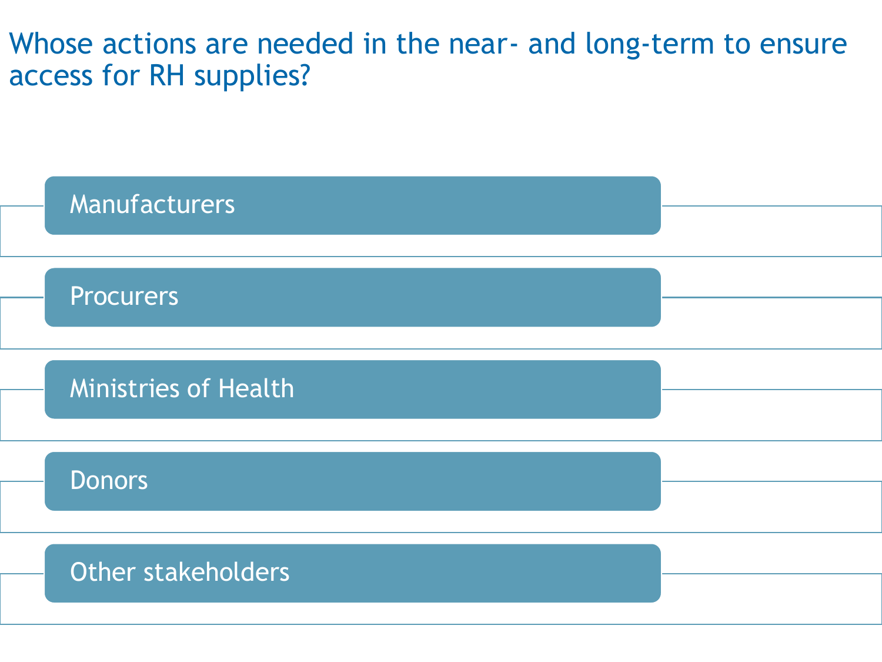# Whose actions are needed in the near- and long-term to ensure access for RH supplies?

- Manufacturers
- Procurers
- Ministries of Health
- Donors
- Other stakeholders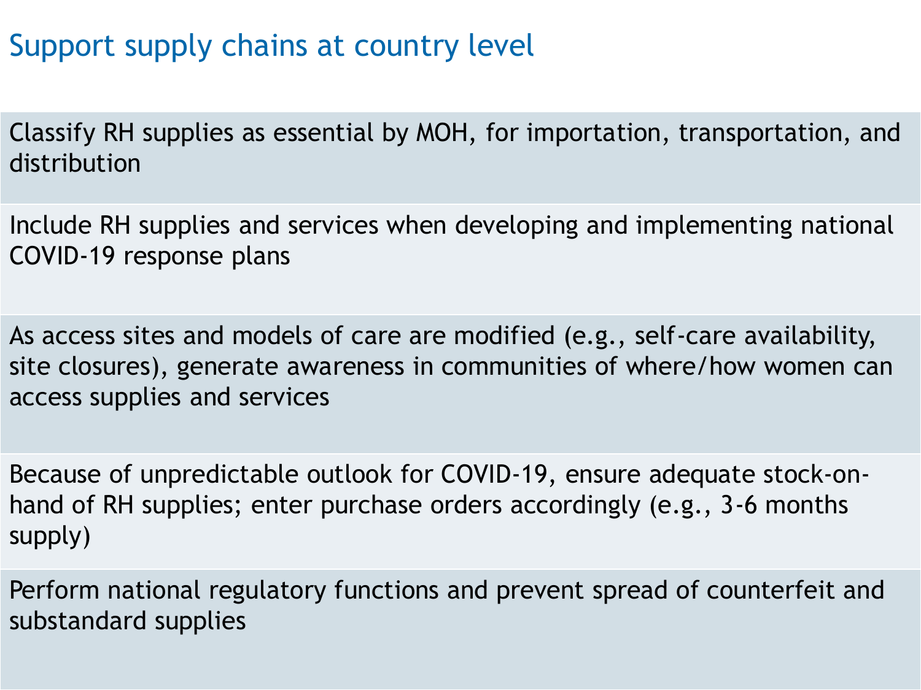# Support supply chains at country level

- Classify RH supplies as essential by MOH, for importation, transportation, and distribution
- Include RH supplies and services when developing and implementing national COVID-19 response plans
- As access sites and models of care are modified (e.g., self-care availability, site closures), generate awareness in communities of where/how women can access supplies and services
- Because of unpredictable outlook for COVID-19, ensure adequate stock-on-hand of RH supplies; enter purchase orders accordingly (e.g., 3-6 months supply)
- Perform national regulatory functions and prevent spread of counterfeit and substandard supplies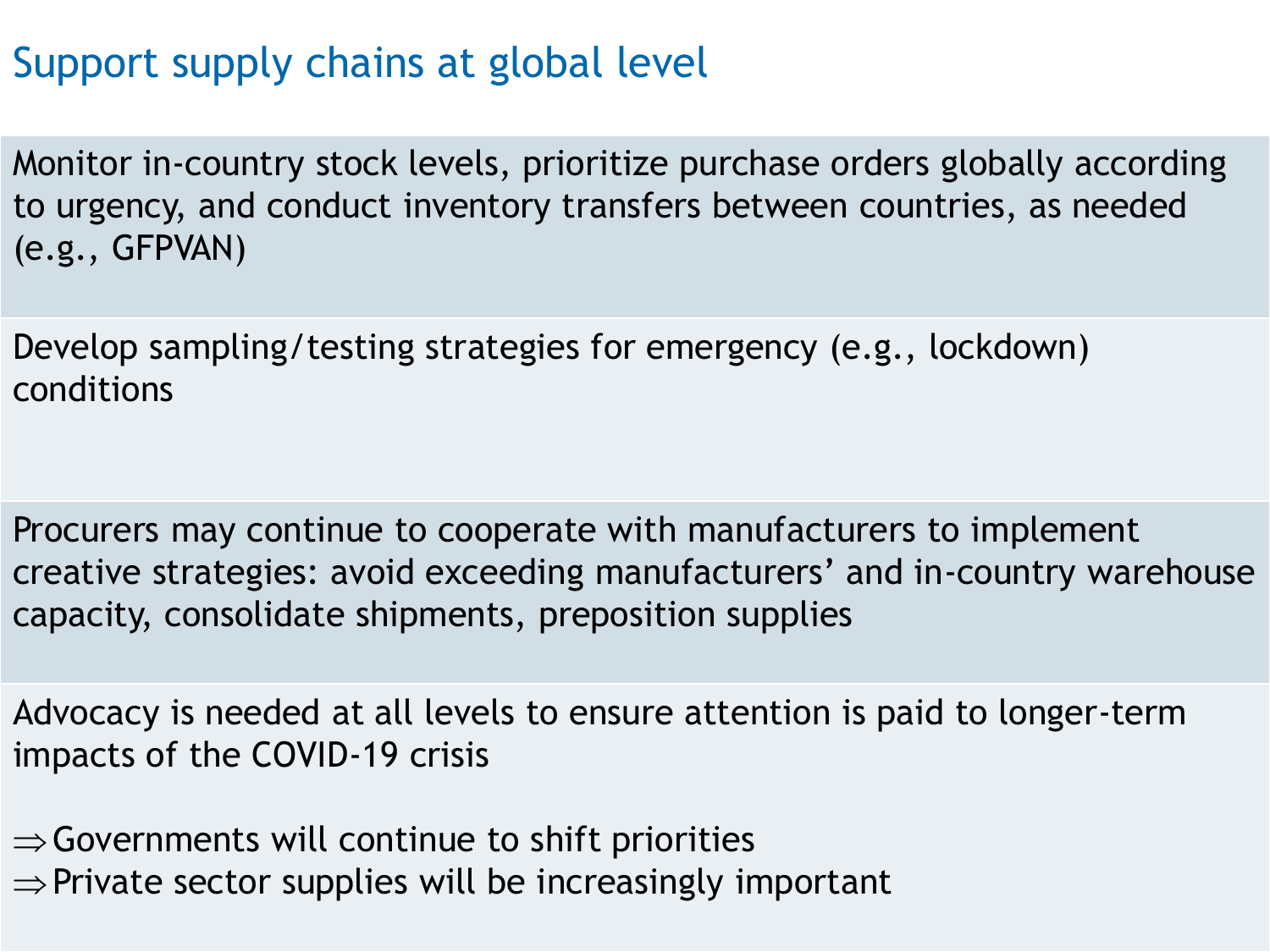# Support supply chains at global level

Monitor in-country stock levels, prioritize purchase orders globally according to urgency, and conduct inventory transfers between countries, as needed (e.g., GFPVAN)

Develop sampling/testing strategies for emergency (e.g., lockdown) conditions

Procurers may continue to cooperate with manufacturers to implement creative strategies: avoid exceeding manufacturers' and in-country warehouse capacity, consolidate shipments, preposition supplies

Advocacy is needed at all levels to ensure attention is paid to longer-term impacts of the COVID-19 crisis

⇒ Governments will continue to shift priorities
⇒ Private sector supplies will be increasingly important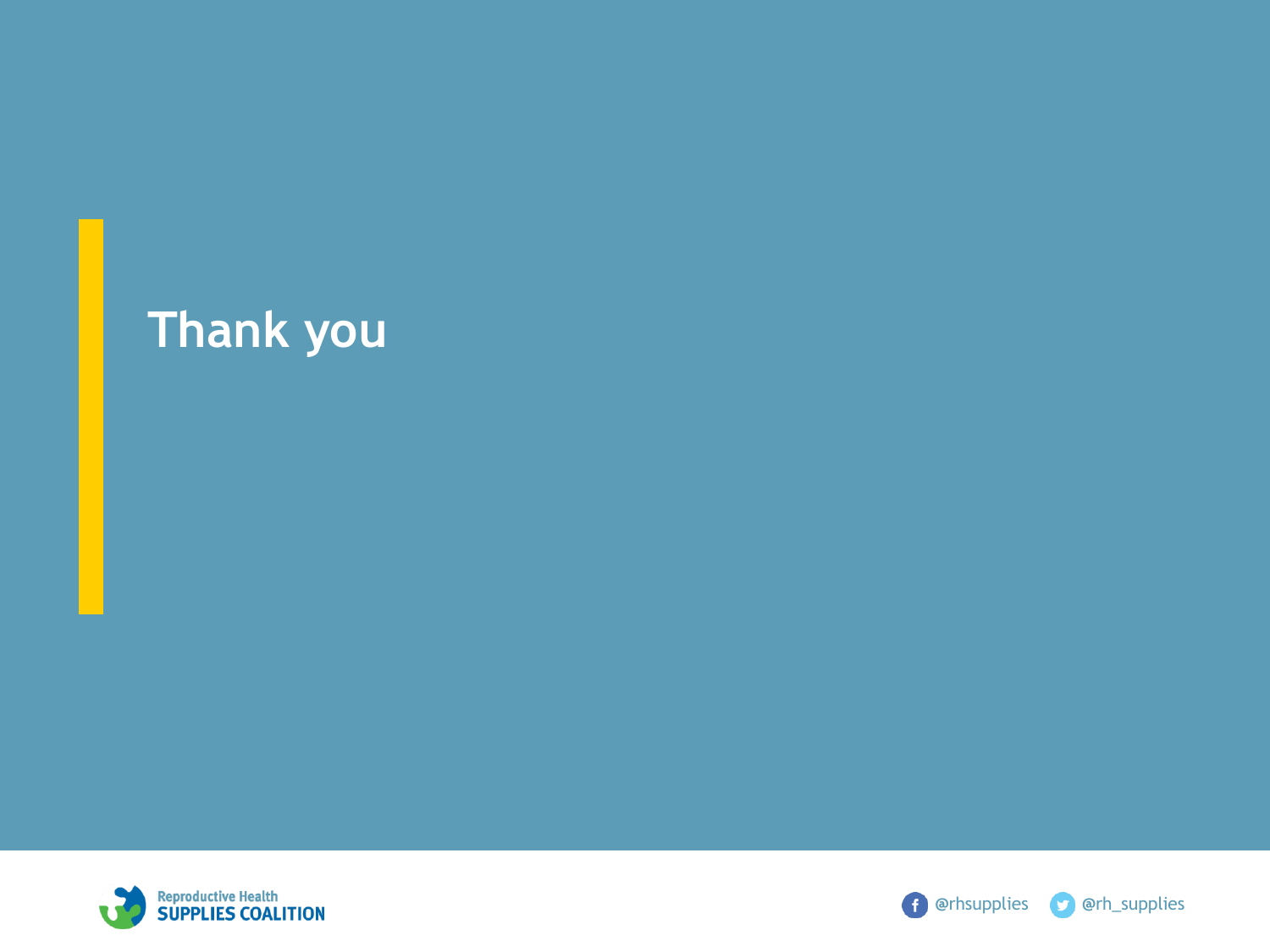# Thank you

Reproductive Health
SUPPLIES COALITION

@rhsupplies @rh_supplies